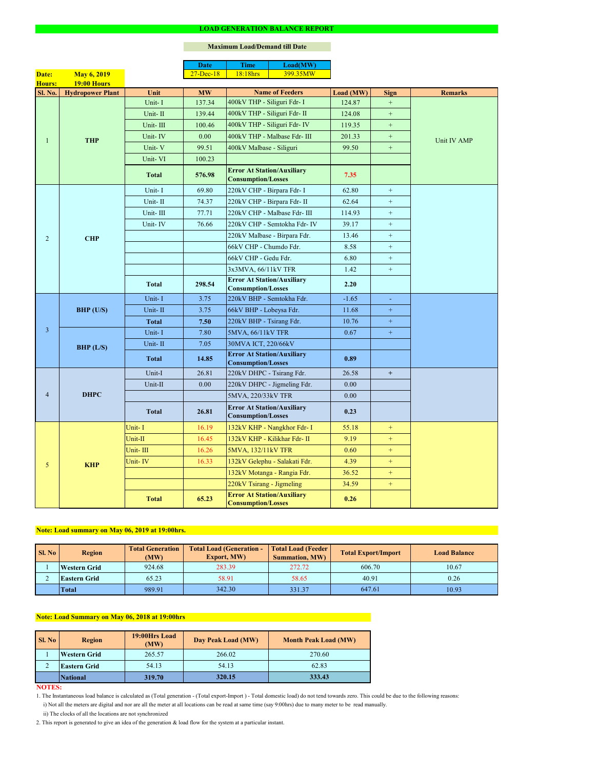# LOAD GENERATION BALANCE REPORT

**Maximum Load/Demand till Date**

| Date | Time | Load(MW) |
|---|---|---|
| 27-Dec-18 | 18:18hrs | 399.35MW |

**Date:** May 6, 2019
**Hours:** 19:00 Hours

| Sl. No. | Hydropower Plant | Unit | MW | Name of Feeders | Load (MW) | Sign | Remarks |
|---|---|---|---|---|---|---|---|
| 1 | THP | Unit- I | 137.34 | 400kV THP - Siliguri Fdr- I | 124.87 | + | Unit IV AMP |
| | | Unit- II | 139.44 | 400kV THP - Siliguri Fdr- II | 124.08 | + | |
| | | Unit- III | 100.46 | 400kV THP - Siliguri Fdr- IV | 119.35 | + | |
| | | Unit- IV | 0.00 | 400kV THP - Malbase Fdr- III | 201.33 | + | |
| | | Unit- V | 99.51 | 400kV Malbase - Siliguri | 99.50 | + | |
| | | Unit- VI | 100.23 | | | | |
| | | **Total** | **576.98** | **Error At Station/Auxiliary Consumption/Losses** | **7.35** | | |
| 2 | CHP | Unit- I | 69.80 | 220kV CHP - Birpara Fdr- I | 62.80 | + | |
| | | Unit- II | 74.37 | 220kV CHP - Birpara Fdr- II | 62.64 | + | |
| | | Unit- III | 77.71 | 220kV CHP - Malbase Fdr- III | 114.93 | + | |
| | | Unit- IV | 76.66 | 220kV CHP - Semtokha Fdr- IV | 39.17 | + | |
| | | | | 220kV Malbase - Birpara Fdr. | 13.46 | + | |
| | | | | 66kV CHP - Chumdo Fdr. | 8.58 | + | |
| | | | | 66kV CHP - Gedu Fdr. | 6.80 | + | |
| | | | | 3x3MVA, 66/11kV TFR | 1.42 | + | |
| | | **Total** | **298.54** | **Error At Station/Auxiliary Consumption/Losses** | **2.20** | | |
| 3 | BHP (U/S) | Unit- I | 3.75 | 220kV BHP - Semtokha Fdr. | -1.65 | - | |
| | | Unit- II | 3.75 | 66kV BHP - Lobeysa Fdr. | 11.68 | + | |
| | | **Total** | **7.50** | 220kV BHP - Tsirang Fdr. | 10.76 | + | |
| | BHP (L/S) | Unit- I | 7.80 | 5MVA, 66/11kV TFR | 0.67 | + | |
| | | Unit- II | 7.05 | 30MVA ICT, 220/66kV | | | |
| | | **Total** | **14.85** | **Error At Station/Auxiliary Consumption/Losses** | **0.89** | | |
| 4 | DHPC | Unit-I | 26.81 | 220kV DHPC - Tsirang Fdr. | 26.58 | + | |
| | | Unit-II | 0.00 | 220kV DHPC - Jigmeling Fdr. | 0.00 | | |
| | | | | 5MVA, 220/33kV TFR | 0.00 | | |
| | | **Total** | **26.81** | **Error At Station/Auxiliary Consumption/Losses** | **0.23** | | |
| 5 | KHP | Unit- I | 16.19 | 132kV KHP - Nangkhor Fdr- I | 55.18 | + | |
| | | Unit-II | 16.45 | 132kV KHP - Kilikhar Fdr- II | 9.19 | + | |
| | | Unit- III | 16.26 | 5MVA, 132/11kV TFR | 0.60 | + | |
| | | Unit- IV | 16.33 | 132kV Gelephu - Salakati Fdr. | 4.39 | + | |
| | | | | 132kV Motanga - Rangia Fdr. | 36.52 | + | |
| | | | | 220kV Tsirang - Jigmeling | 34.59 | + | |
| | | **Total** | **65.23** | **Error At Station/Auxiliary Consumption/Losses** | **0.26** | | |

**Note: Load summary on May 06, 2019 at 19:00hrs.**

| Sl. No | Region | Total Generation (MW) | Total Load (Generation - Export, MW) | Total Load (Feeder Summation, MW) | Total Export/Import | Load Balance |
|---|---|---|---|---|---|---|
| 1 | Western Grid | 924.68 | 283.39 | 272.72 | 606.70 | 10.67 |
| 2 | Eastern Grid | 65.23 | 58.91 | 58.65 | 40.91 | 0.26 |
| | **Total** | 989.91 | 342.30 | 331.37 | 647.61 | 10.93 |

**Note: Load Summary on May 06, 2018 at 19:00hrs**

| Sl. No | Region | 19:00Hrs Load (MW) | Day Peak Load (MW) | Month Peak Load (MW) |
|---|---|---|---|---|
| 1 | Western Grid | 265.57 | 266.02 | 270.60 |
| 2 | Eastern Grid | 54.13 | 54.13 | 62.83 |
| | **National** | **319.70** | **320.15** | **333.43** |

**NOTES:**

1. The Instantaneous load balance is calculated as (Total generation - (Total export-Import ) - Total domestic load) do not tend towards zero. This could be due to the following reasons:
   i) Not all the meters are digital and nor are all the meter at all locations can be read at same time (say 9:00hrs) due to many meter to be read manually.
   ii) The clocks of all the locations are not synchronized
2. This report is generated to give an idea of the generation & load flow for the system at a particular instant.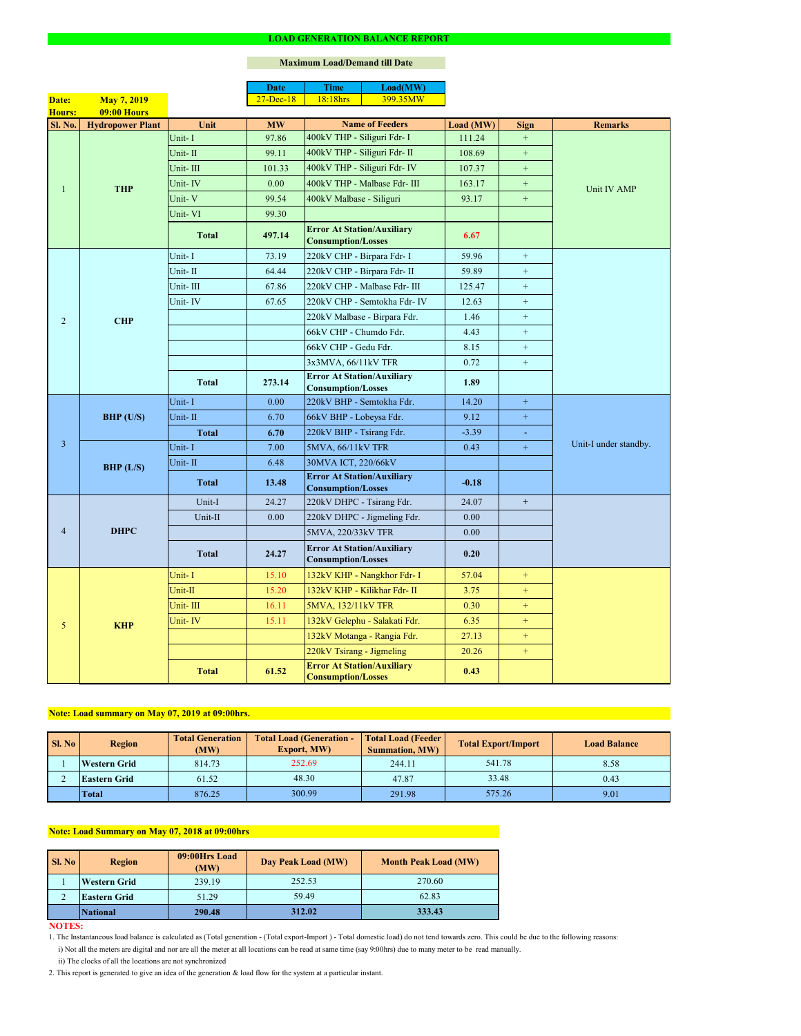# LOAD GENERATION BALANCE REPORT

**Maximum Load/Demand till Date**

| Date | Time | Load(MW) |
|---|---|---|
| 27-Dec-18 | 18:18hrs | 399.35MW |

**Date:** May 7, 2019
**Hours:** 09:00 Hours

| Sl. No. | Hydropower Plant | Unit | MW | Name of Feeders | Load (MW) | Sign | Remarks |
|---|---|---|---|---|---|---|---|
| 1 | THP | Unit- I | 97.86 | 400kV THP - Siliguri Fdr- I | 111.24 | + | Unit IV AMP |
| | | Unit- II | 99.11 | 400kV THP - Siliguri Fdr- II | 108.69 | + | |
| | | Unit- III | 101.33 | 400kV THP - Siliguri Fdr- IV | 107.37 | + | |
| | | Unit- IV | 0.00 | 400kV THP - Malbase Fdr- III | 163.17 | + | |
| | | Unit- V | 99.54 | 400kV Malbase - Siliguri | 93.17 | + | |
| | | Unit- VI | 99.30 | | | | |
| | | **Total** | **497.14** | **Error At Station/Auxiliary Consumption/Losses** | **6.67** | | |
| 2 | CHP | Unit- I | 73.19 | 220kV CHP - Birpara Fdr- I | 59.96 | + | |
| | | Unit- II | 64.44 | 220kV CHP - Birpara Fdr- II | 59.89 | + | |
| | | Unit- III | 67.86 | 220kV CHP - Malbase Fdr- III | 125.47 | + | |
| | | Unit- IV | 67.65 | 220kV CHP - Semtokha Fdr- IV | 12.63 | + | |
| | | | | 220kV Malbase - Birpara Fdr. | 1.46 | + | |
| | | | | 66kV CHP - Chumdo Fdr. | 4.43 | + | |
| | | | | 66kV CHP - Gedu Fdr. | 8.15 | + | |
| | | | | 3x3MVA, 66/11kV TFR | 0.72 | + | |
| | | **Total** | **273.14** | **Error At Station/Auxiliary Consumption/Losses** | **1.89** | | |
| 3 | BHP (U/S) | Unit- I | 0.00 | 220kV BHP - Semtokha Fdr. | 14.20 | + | Unit-I under standby. |
| | | Unit- II | 6.70 | 66kV BHP - Lobeysa Fdr. | 9.12 | + | |
| | | **Total** | **6.70** | 220kV BHP - Tsirang Fdr. | -3.39 | - | |
| | BHP (L/S) | Unit- I | 7.00 | 5MVA, 66/11kV TFR | 0.43 | + | |
| | | Unit- II | 6.48 | 30MVA ICT, 220/66kV | | | |
| | | **Total** | **13.48** | **Error At Station/Auxiliary Consumption/Losses** | **-0.18** | | |
| 4 | DHPC | Unit-I | 24.27 | 220kV DHPC - Tsirang Fdr. | 24.07 | + | |
| | | Unit-II | 0.00 | 220kV DHPC - Jigmeling Fdr. | 0.00 | | |
| | | | | 5MVA, 220/33kV TFR | 0.00 | | |
| | | **Total** | **24.27** | **Error At Station/Auxiliary Consumption/Losses** | **0.20** | | |
| 5 | KHP | Unit- I | 15.10 | 132kV KHP - Nangkhor Fdr- I | 57.04 | + | |
| | | Unit-II | 15.20 | 132kV KHP - Kilikhar Fdr- II | 3.75 | + | |
| | | Unit- III | 16.11 | 5MVA, 132/11kV TFR | 0.30 | + | |
| | | Unit- IV | 15.11 | 132kV Gelephu - Salakati Fdr. | 6.35 | + | |
| | | | | 132kV Motanga - Rangia Fdr. | 27.13 | + | |
| | | | | 220kV Tsirang - Jigmeling | 20.26 | + | |
| | | **Total** | **61.52** | **Error At Station/Auxiliary Consumption/Losses** | **0.43** | | |

**Note: Load summary on May 07, 2019 at 09:00hrs.**

| Sl. No | Region | Total Generation (MW) | Total Load (Generation - Export, MW) | Total Load (Feeder Summation, MW) | Total Export/Import | Load Balance |
|---|---|---|---|---|---|---|
| 1 | Western Grid | 814.73 | 252.69 | 244.11 | 541.78 | 8.58 |
| 2 | Eastern Grid | 61.52 | 48.30 | 47.87 | 33.48 | 0.43 |
| | Total | 876.25 | 300.99 | 291.98 | 575.26 | 9.01 |

**Note: Load Summary on May 07, 2018 at 09:00hrs**

| Sl. No | Region | 09:00Hrs Load (MW) | Day Peak Load (MW) | Month Peak Load (MW) |
|---|---|---|---|---|
| 1 | Western Grid | 239.19 | 252.53 | 270.60 |
| 2 | Eastern Grid | 51.29 | 59.49 | 62.83 |
| | National | 290.48 | 312.02 | 333.43 |

**NOTES:**

1. The Instantaneous load balance is calculated as (Total generation - (Total export-Import ) - Total domestic load) do not tend towards zero. This could be due to the following reasons:
   i) Not all the meters are digital and nor are all the meter at all locations can be read at same time (say 9:00hrs) due to many meter to be read manually.
   ii) The clocks of all the locations are not synchronized
2. This report is generated to give an idea of the generation & load flow for the system at a particular instant.